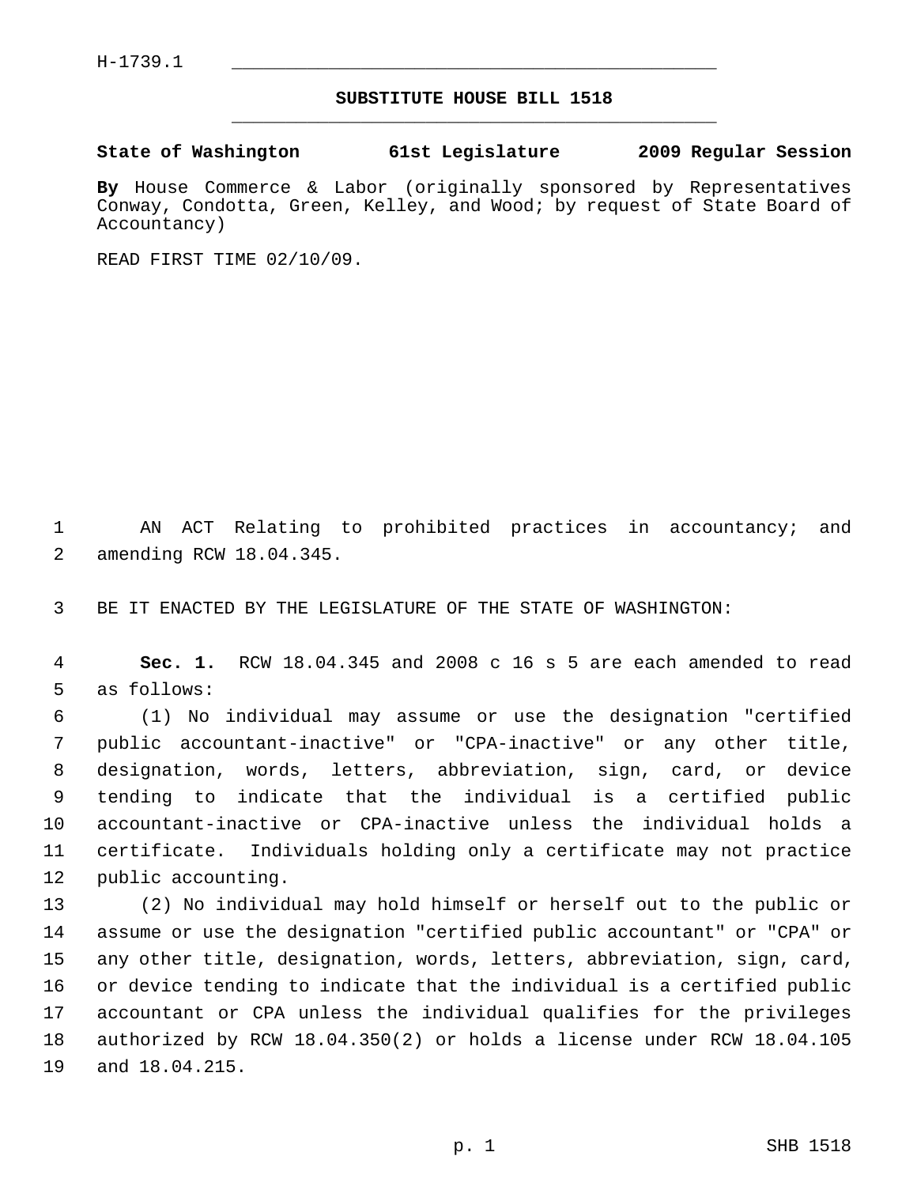H-1739.1

# SUBSTITUTE HOUSE BILL 1518

**State of Washington 61st Legislature 2009 Regular Session**

**By** House Commerce & Labor (originally sponsored by Representatives Conway, Condotta, Green, Kelley, and Wood; by request of State Board of Accountancy)

READ FIRST TIME 02/10/09.

AN ACT Relating to prohibited practices in accountancy; and amending RCW 18.04.345.

BE IT ENACTED BY THE LEGISLATURE OF THE STATE OF WASHINGTON:

**Sec. 1.** RCW 18.04.345 and 2008 c 16 s 5 are each amended to read as follows:

(1) No individual may assume or use the designation "certified public accountant-inactive" or "CPA-inactive" or any other title, designation, words, letters, abbreviation, sign, card, or device tending to indicate that the individual is a certified public accountant-inactive or CPA-inactive unless the individual holds a certificate. Individuals holding only a certificate may not practice public accounting.

(2) No individual may hold himself or herself out to the public or assume or use the designation "certified public accountant" or "CPA" or any other title, designation, words, letters, abbreviation, sign, card, or device tending to indicate that the individual is a certified public accountant or CPA unless the individual qualifies for the privileges authorized by RCW 18.04.350(2) or holds a license under RCW 18.04.105 and 18.04.215.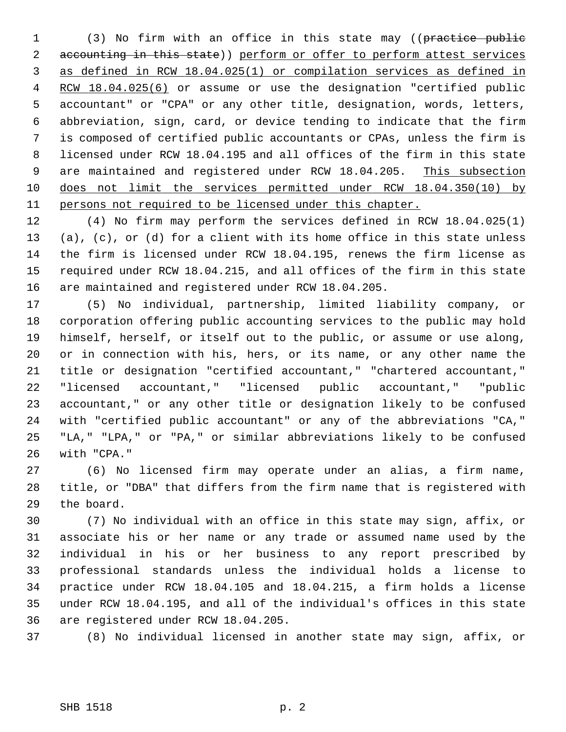(3) No firm with an office in this state may ((~~practice public accounting in this state~~)) <u>perform or offer to perform attest services as defined in RCW 18.04.025(1) or compilation services as defined in RCW 18.04.025(6)</u> or assume or use the designation "certified public accountant" or "CPA" or any other title, designation, words, letters, abbreviation, sign, card, or device tending to indicate that the firm is composed of certified public accountants or CPAs, unless the firm is licensed under RCW 18.04.195 and all offices of the firm in this state are maintained and registered under RCW 18.04.205. <u>This subsection does not limit the services permitted under RCW 18.04.350(10) by persons not required to be licensed under this chapter.</u>

(4) No firm may perform the services defined in RCW 18.04.025(1) (a), (c), or (d) for a client with its home office in this state unless the firm is licensed under RCW 18.04.195, renews the firm license as required under RCW 18.04.215, and all offices of the firm in this state are maintained and registered under RCW 18.04.205.

(5) No individual, partnership, limited liability company, or corporation offering public accounting services to the public may hold himself, herself, or itself out to the public, or assume or use along, or in connection with his, hers, or its name, or any other name the title or designation "certified accountant," "chartered accountant," "licensed accountant," "licensed public accountant," "public accountant," or any other title or designation likely to be confused with "certified public accountant" or any of the abbreviations "CA," "LA," "LPA," or "PA," or similar abbreviations likely to be confused with "CPA."

(6) No licensed firm may operate under an alias, a firm name, title, or "DBA" that differs from the firm name that is registered with the board.

(7) No individual with an office in this state may sign, affix, or associate his or her name or any trade or assumed name used by the individual in his or her business to any report prescribed by professional standards unless the individual holds a license to practice under RCW 18.04.105 and 18.04.215, a firm holds a license under RCW 18.04.195, and all of the individual's offices in this state are registered under RCW 18.04.205.

(8) No individual licensed in another state may sign, affix, or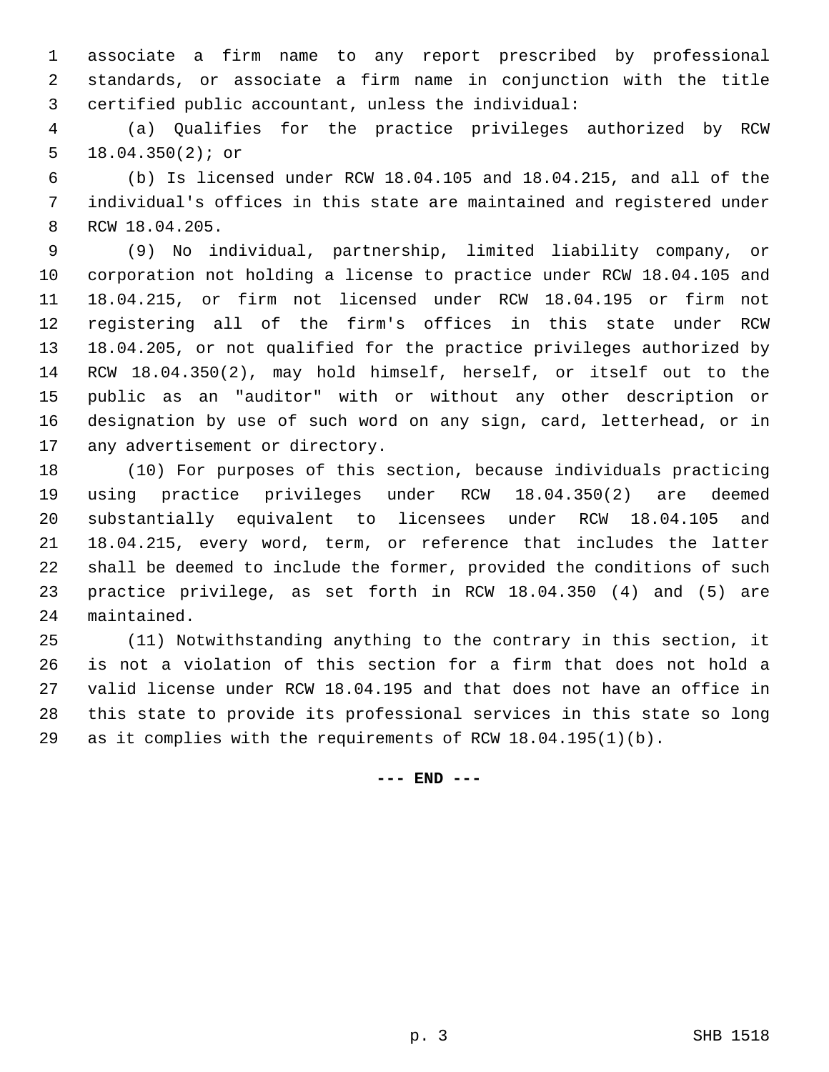associate a firm name to any report prescribed by professional standards, or associate a firm name in conjunction with the title certified public accountant, unless the individual:

(a) Qualifies for the practice privileges authorized by RCW 18.04.350(2); or

(b) Is licensed under RCW 18.04.105 and 18.04.215, and all of the individual's offices in this state are maintained and registered under RCW 18.04.205.

(9) No individual, partnership, limited liability company, or corporation not holding a license to practice under RCW 18.04.105 and 18.04.215, or firm not licensed under RCW 18.04.195 or firm not registering all of the firm's offices in this state under RCW 18.04.205, or not qualified for the practice privileges authorized by RCW 18.04.350(2), may hold himself, herself, or itself out to the public as an "auditor" with or without any other description or designation by use of such word on any sign, card, letterhead, or in any advertisement or directory.

(10) For purposes of this section, because individuals practicing using practice privileges under RCW 18.04.350(2) are deemed substantially equivalent to licensees under RCW 18.04.105 and 18.04.215, every word, term, or reference that includes the latter shall be deemed to include the former, provided the conditions of such practice privilege, as set forth in RCW 18.04.350 (4) and (5) are maintained.

(11) Notwithstanding anything to the contrary in this section, it is not a violation of this section for a firm that does not hold a valid license under RCW 18.04.195 and that does not have an office in this state to provide its professional services in this state so long as it complies with the requirements of RCW 18.04.195(1)(b).

**--- END ---**